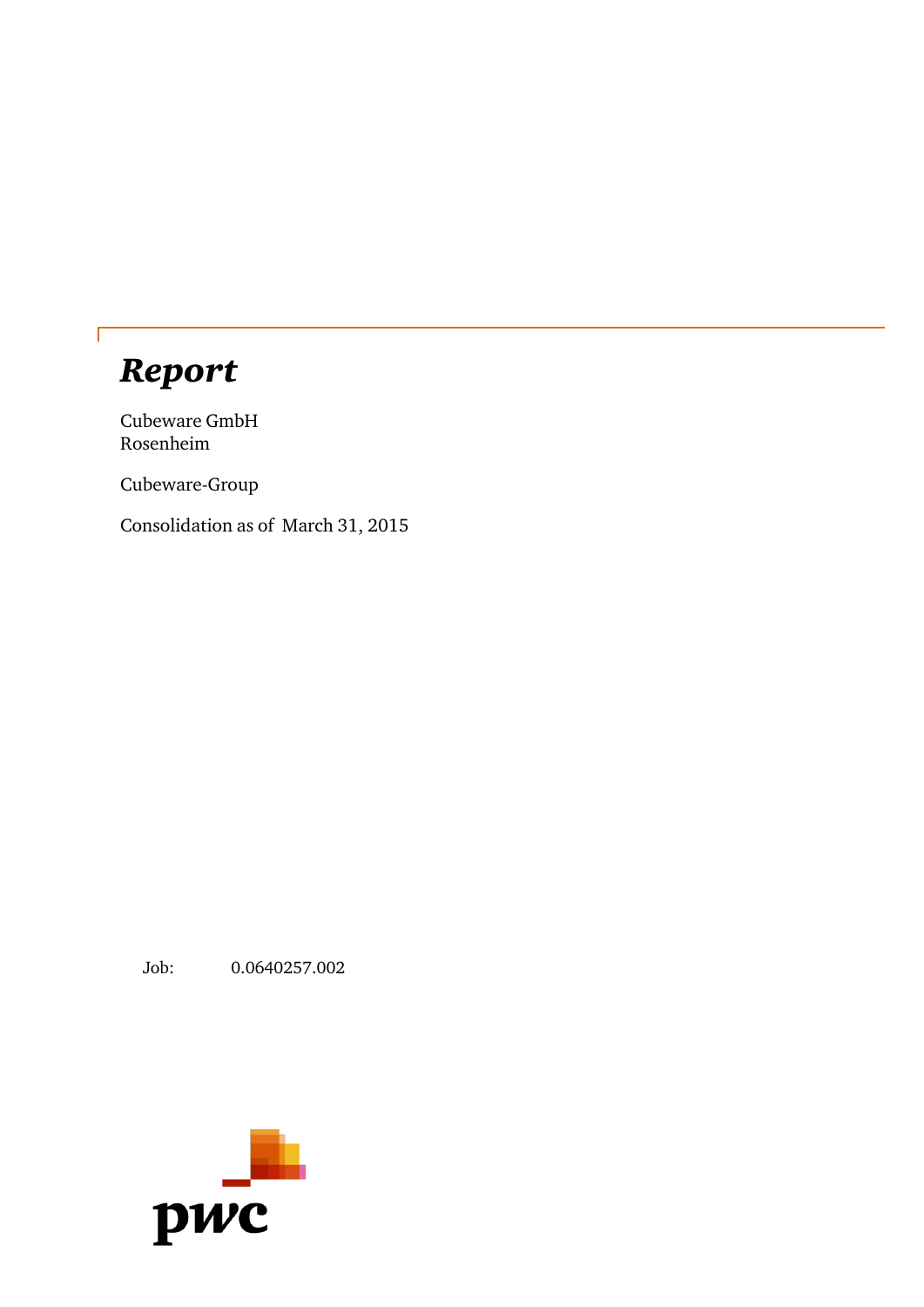# *Report*

Cubeware GmbH
Rosenheim

Cubeware-Group

Consolidation as of March 31, 2015

Job: 0.0640257.002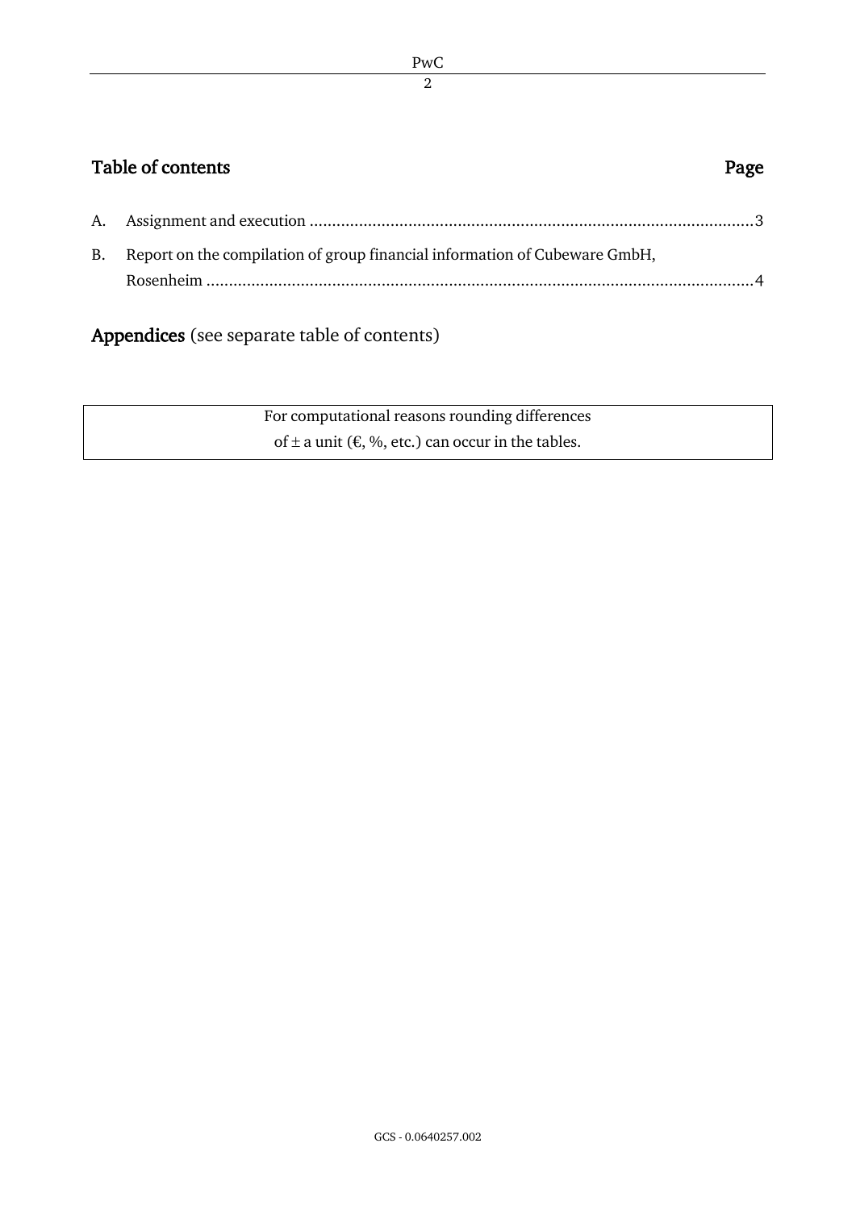## Table of contents

| | | Page |
|---|---|---|
| A. | Assignment and execution | 3 |
| B. | Report on the compilation of group financial information of Cubeware GmbH, Rosenheim | 4 |

**Appendices** (see separate table of contents)

| For computational reasons rounding differences of ± a unit (€, %, etc.) can occur in the tables. |
|---|

GCS - 0.0640257.002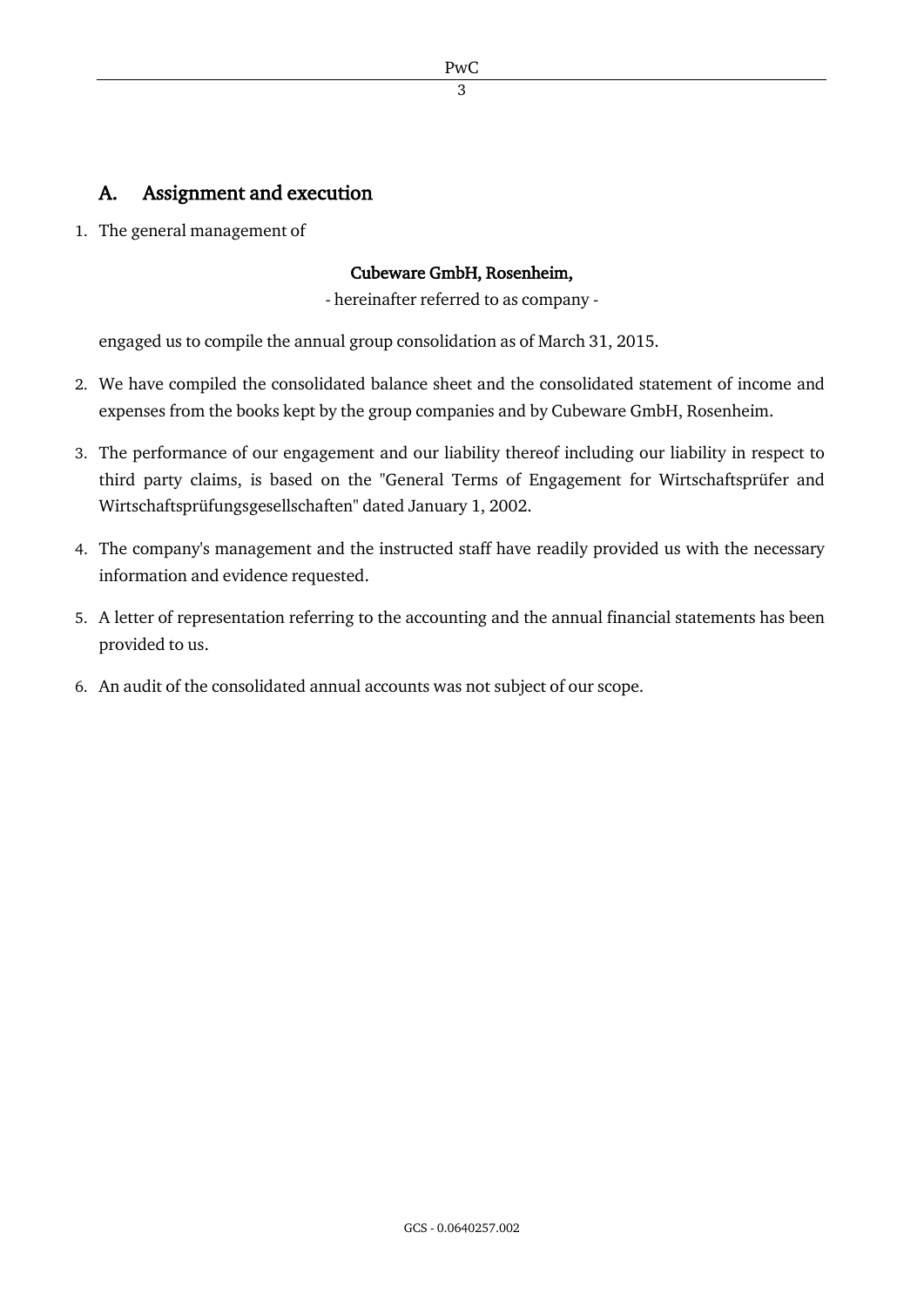## A. Assignment and execution

1. The general management of

   **Cubeware GmbH, Rosenheim,**

   - hereinafter referred to as company -

   engaged us to compile the annual group consolidation as of March 31, 2015.

2. We have compiled the consolidated balance sheet and the consolidated statement of income and expenses from the books kept by the group companies and by Cubeware GmbH, Rosenheim.

3. The performance of our engagement and our liability thereof including our liability in respect to third party claims, is based on the "General Terms of Engagement for Wirtschaftsprüfer and Wirtschaftsprüfungsgesellschaften" dated January 1, 2002.

4. The company's management and the instructed staff have readily provided us with the necessary information and evidence requested.

5. A letter of representation referring to the accounting and the annual financial statements has been provided to us.

6. An audit of the consolidated annual accounts was not subject of our scope.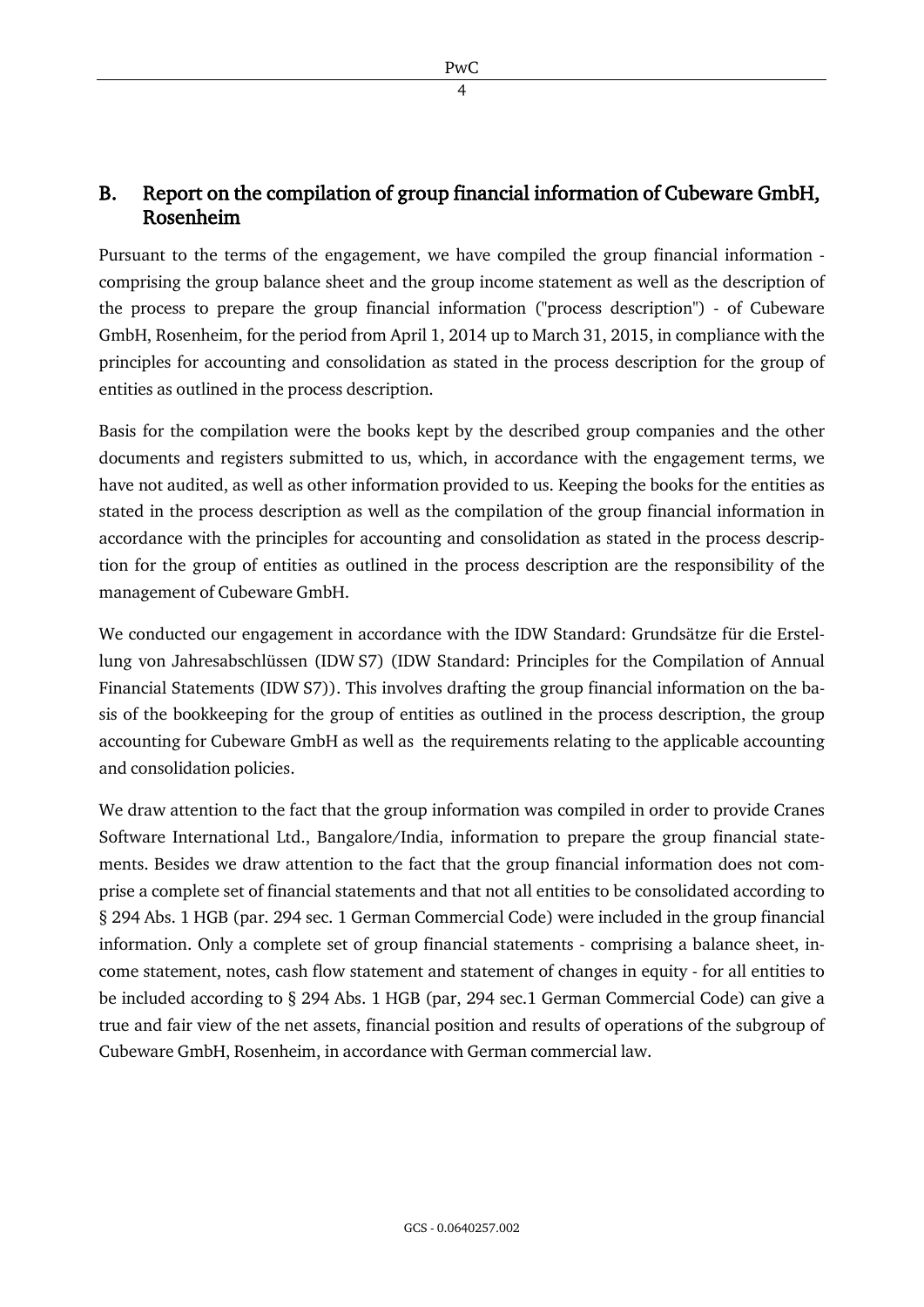## B. Report on the compilation of group financial information of Cubeware GmbH, Rosenheim

Pursuant to the terms of the engagement, we have compiled the group financial information - comprising the group balance sheet and the group income statement as well as the description of the process to prepare the group financial information ("process description") - of Cubeware GmbH, Rosenheim, for the period from April 1, 2014 up to March 31, 2015, in compliance with the principles for accounting and consolidation as stated in the process description for the group of entities as outlined in the process description.

Basis for the compilation were the books kept by the described group companies and the other documents and registers submitted to us, which, in accordance with the engagement terms, we have not audited, as well as other information provided to us. Keeping the books for the entities as stated in the process description as well as the compilation of the group financial information in accordance with the principles for accounting and consolidation as stated in the process description for the group of entities as outlined in the process description are the responsibility of the management of Cubeware GmbH.

We conducted our engagement in accordance with the IDW Standard: Grundsätze für die Erstellung von Jahresabschlüssen (IDW S7) (IDW Standard: Principles for the Compilation of Annual Financial Statements (IDW S7)). This involves drafting the group financial information on the basis of the bookkeeping for the group of entities as outlined in the process description, the group accounting for Cubeware GmbH as well as the requirements relating to the applicable accounting and consolidation policies.

We draw attention to the fact that the group information was compiled in order to provide Cranes Software International Ltd., Bangalore/India, information to prepare the group financial statements. Besides we draw attention to the fact that the group financial information does not comprise a complete set of financial statements and that not all entities to be consolidated according to § 294 Abs. 1 HGB (par. 294 sec. 1 German Commercial Code) were included in the group financial information. Only a complete set of group financial statements - comprising a balance sheet, income statement, notes, cash flow statement and statement of changes in equity - for all entities to be included according to § 294 Abs. 1 HGB (par, 294 sec.1 German Commercial Code) can give a true and fair view of the net assets, financial position and results of operations of the subgroup of Cubeware GmbH, Rosenheim, in accordance with German commercial law.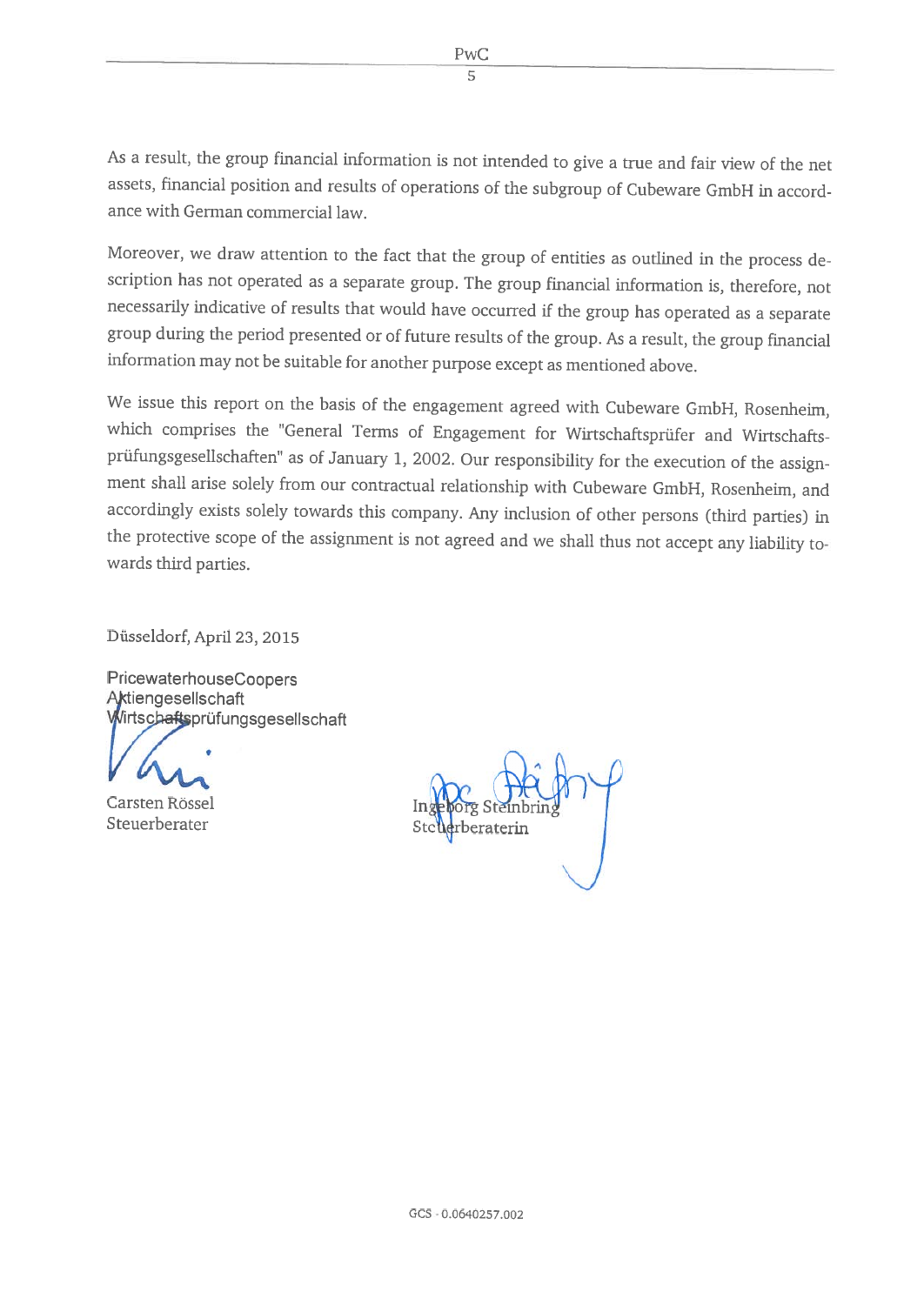As a result, the group financial information is not intended to give a true and fair view of the net assets, financial position and results of operations of the subgroup of Cubeware GmbH in accordance with German commercial law.

Moreover, we draw attention to the fact that the group of entities as outlined in the process description has not operated as a separate group. The group financial information is, therefore, not necessarily indicative of results that would have occurred if the group has operated as a separate group during the period presented or of future results of the group. As a result, the group financial information may not be suitable for another purpose except as mentioned above.

We issue this report on the basis of the engagement agreed with Cubeware GmbH, Rosenheim, which comprises the "General Terms of Engagement for Wirtschaftsprüfer and Wirtschaftsprüfungsgesellschaften" as of January 1, 2002. Our responsibility for the execution of the assignment shall arise solely from our contractual relationship with Cubeware GmbH, Rosenheim, and accordingly exists solely towards this company. Any inclusion of other persons (third parties) in the protective scope of the assignment is not agreed and we shall thus not accept any liability towards third parties.

Düsseldorf, April 23, 2015

PricewaterhouseCoopers
Aktiengesellschaft
Wirtschaftsprüfungsgesellschaft

Carsten Rössel
Steuerberater

Ingeborg Steinbring
Steuerberaterin

GCS - 0.0640257.002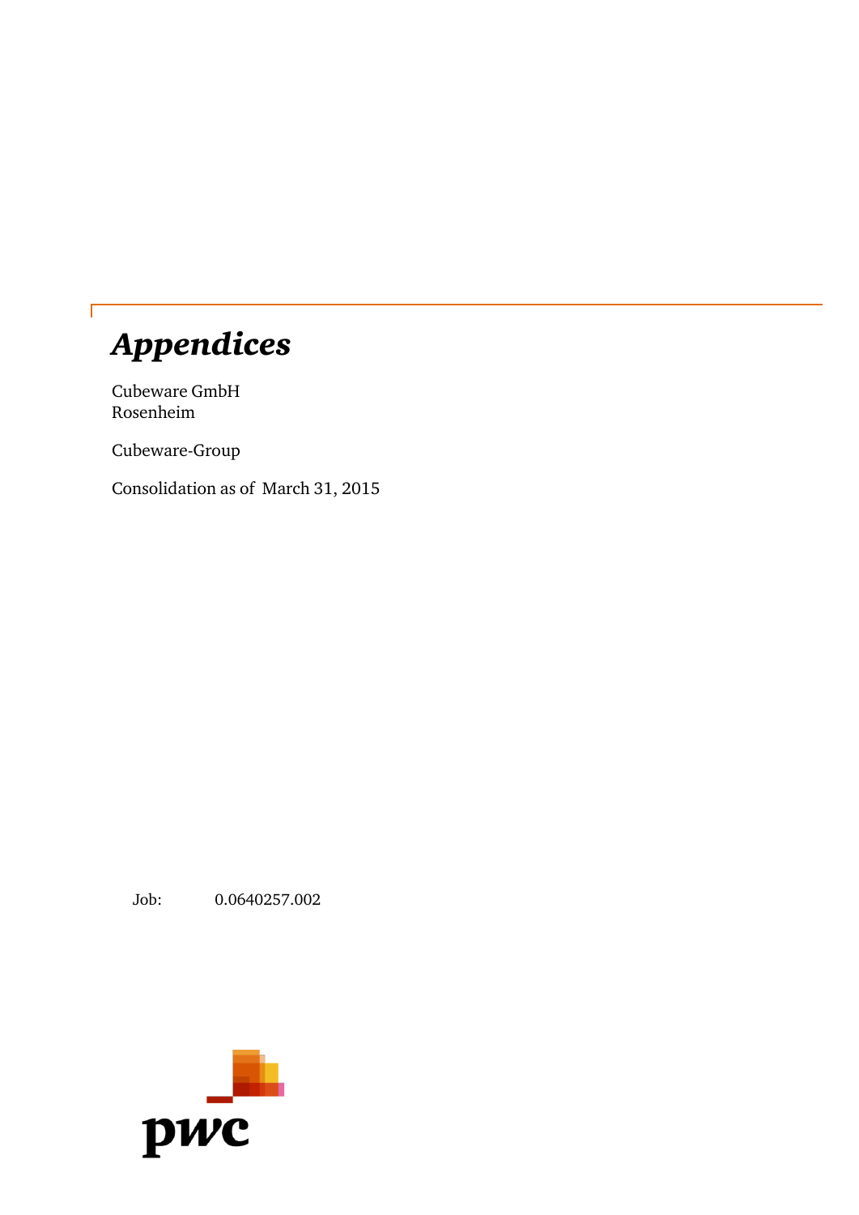# *Appendices*

Cubeware GmbH
Rosenheim

Cubeware-Group

Consolidation as of March 31, 2015

Job: 0.0640257.002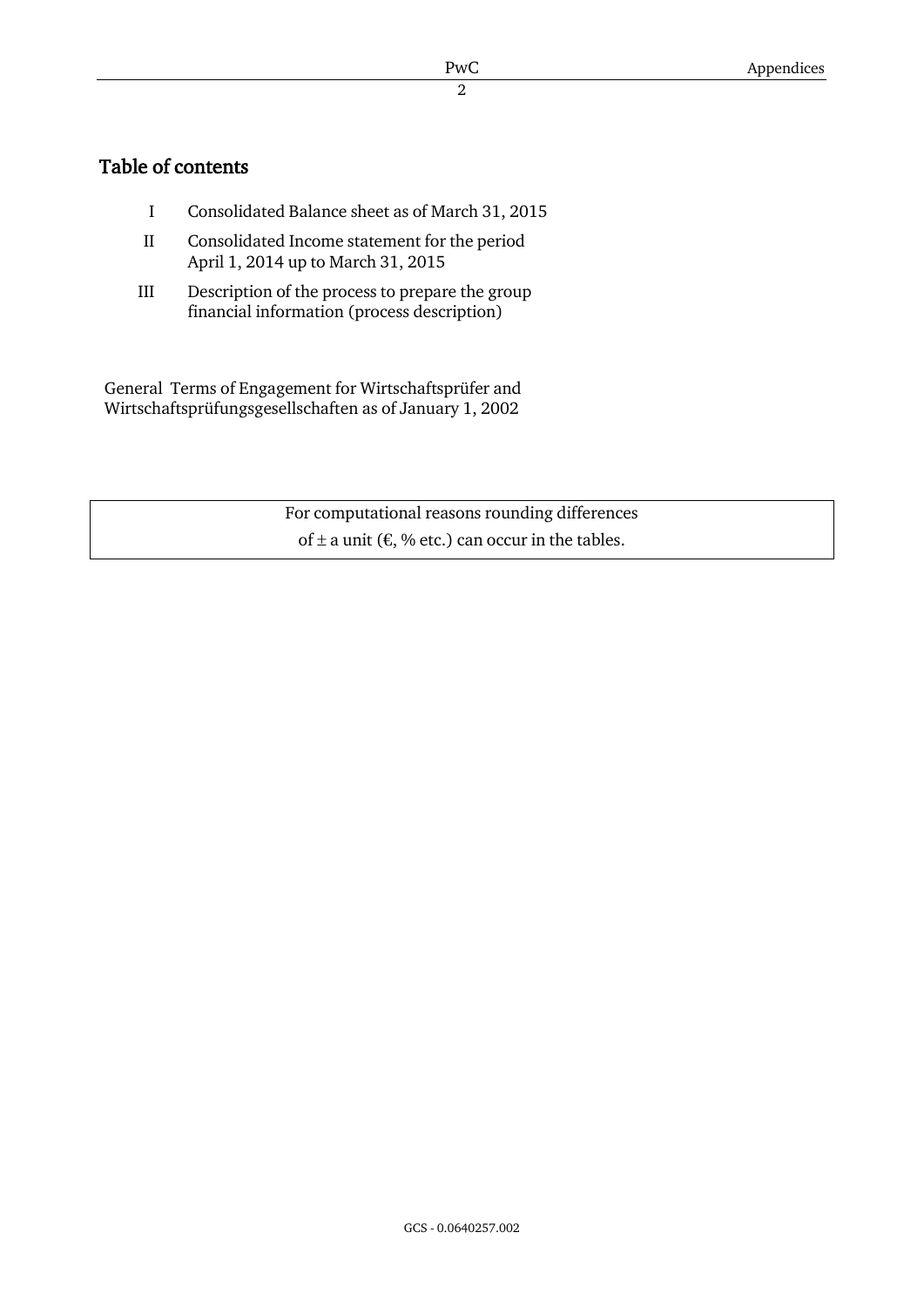## Table of contents

- I Consolidated Balance sheet as of March 31, 2015
- II Consolidated Income statement for the period April 1, 2014 up to March 31, 2015
- III Description of the process to prepare the group financial information (process description)

General Terms of Engagement for Wirtschaftsprüfer and Wirtschaftsprüfungsgesellschaften as of January 1, 2002

| For computational reasons rounding differences of ± a unit (€, % etc.) can occur in the tables. |
|---|

GCS - 0.0640257.002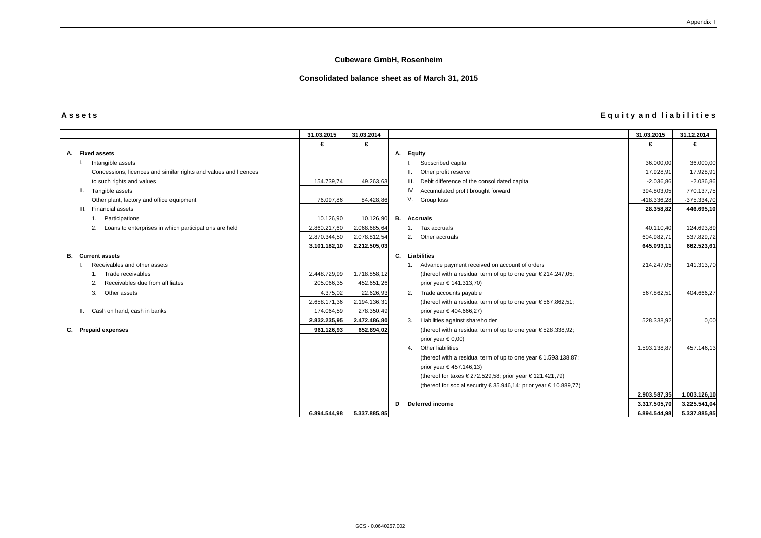# Cubeware GmbH, Rosenheim

## Consolidated balance sheet as of March 31, 2015

### Assets

| | 31.03.2015 | 31.03.2014 |
|---|---|---|
| | € | € |
| **A. Fixed assets** | | |
| I. Intangible assets | | |
| Concessions, licences and similar rights and values and licences to such rights and values | 154.739,74 | 49.263,63 |
| II. Tangible assets | | |
| Other plant, factory and office equipment | 76.097,86 | 84.428,86 |
| III. Financial assets | | |
| 1. Participations | 10.126,90 | 10.126,90 |
| 2. Loans to enterprises in which participations are held | 2.860.217,60 | 2.068.685,64 |
| | 2.870.344,50 | 2.078.812,54 |
| | **3.101.182,10** | **2.212.505,03** |
| **B. Current assets** | | |
| I. Receivables and other assets | | |
| 1. Trade receivables | 2.448.729,99 | 1.718.858,12 |
| 2. Receivables due from affiliates | 205.066,35 | 452.651,26 |
| 3. Other assets | 4.375,02 | 22.626,93 |
| | 2.658.171,36 | 2.194.136,31 |
| II. Cash on hand, cash in banks | 174.064,59 | 278.350,49 |
| | **2.832.235,95** | **2.472.486,80** |
| **C. Prepaid expenses** | **961.126,93** | **652.894,02** |
| | **6.894.544,98** | **5.337.885,85** |

### Equity and liabilities

| | 31.03.2015 | 31.12.2014 |
|---|---|---|
| | € | € |
| **A. Equity** | | |
| I. Subscribed capital | 36.000,00 | 36.000,00 |
| II. Other profit reserve | 17.928,91 | 17.928,91 |
| III. Debit difference of the consolidated capital | -2.036,86 | -2.036,86 |
| IV Accumulated profit brought forward | 394.803,05 | 770.137,75 |
| V. Group loss | -418.336,28 | -375.334,70 |
| | **28.358,82** | **446.695,10** |
| **B. Accruals** | | |
| 1. Tax accruals | 40.110,40 | 124.693,89 |
| 2. Other accruals | 604.982,71 | 537.829,72 |
| | **645.093,11** | **662.523,61** |
| **C. Liabilities** | | |
| 1. Advance payment received on account of orders (thereof with a residual term of up to one year € 214.247,05; prior year € 141.313,70) | 214.247,05 | 141.313,70 |
| 2. Trade accounts payable (thereof with a residual term of up to one year € 567.862,51; prior year € 404.666,27) | 567.862,51 | 404.666,27 |
| 3. Liabilities against shareholder (thereof with a residual term of up to one year € 528.338,92; prior year € 0,00) | 528.338,92 | 0,00 |
| 4. Other liabilities (thereof with a residual term of up to one year € 1.593.138,87; prior year € 457.146,13) (thereof for taxes € 272.529,58; prior year € 121.421,79) (thereof for social security € 35.946,14; prior year € 10.889,77) | 1.593.138,87 | 457.146,13 |
| | **2.903.587,35** | **1.003.126,10** |
| **D Deferred income** | **3.317.505,70** | **3.225.541,04** |
| | **6.894.544,98** | **5.337.885,85** |

GCS - 0.0640257.002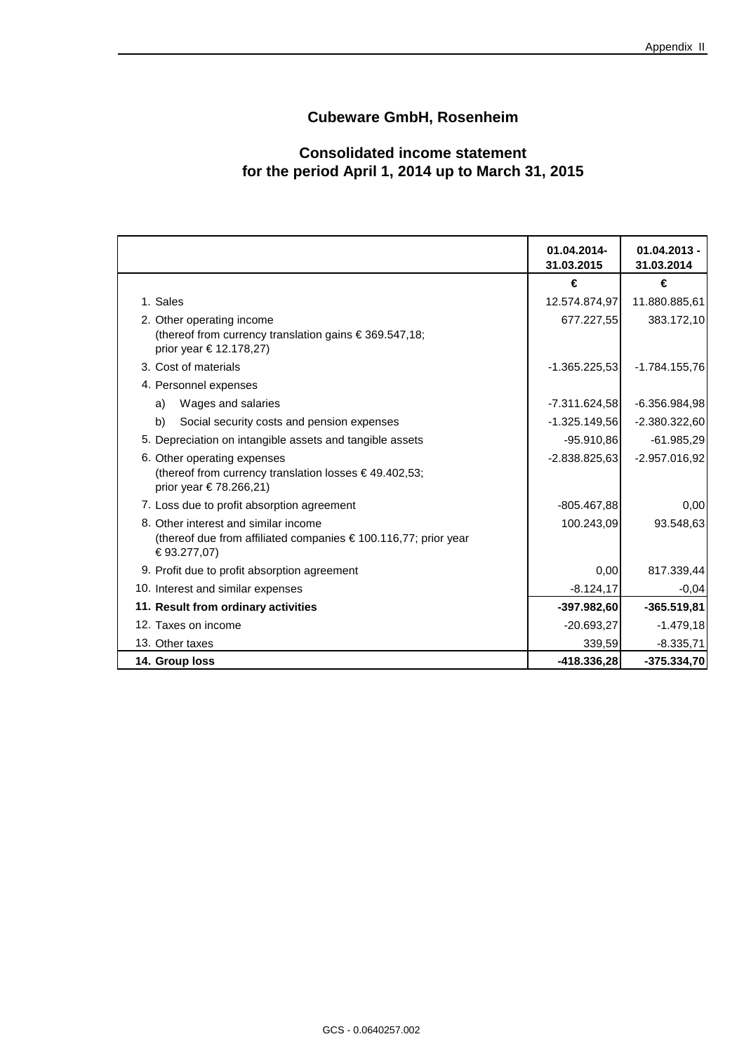Appendix II

# Cubeware GmbH, Rosenheim

## Consolidated income statement for the period April 1, 2014 up to March 31, 2015

| | 01.04.2014-31.03.2015 | 01.04.2013 - 31.03.2014 |
|---|---|---|
| | € | € |
| 1. Sales | 12.574.874,97 | 11.880.885,61 |
| 2. Other operating income (thereof from currency translation gains € 369.547,18; prior year € 12.178,27) | 677.227,55 | 383.172,10 |
| 3. Cost of materials | -1.365.225,53 | -1.784.155,76 |
| 4. Personnel expenses | | |
| a) Wages and salaries | -7.311.624,58 | -6.356.984,98 |
| b) Social security costs and pension expenses | -1.325.149,56 | -2.380.322,60 |
| 5. Depreciation on intangible assets and tangible assets | -95.910,86 | -61.985,29 |
| 6. Other operating expenses (thereof from currency translation losses € 49.402,53; prior year € 78.266,21) | -2.838.825,63 | -2.957.016,92 |
| 7. Loss due to profit absorption agreement | -805.467,88 | 0,00 |
| 8. Other interest and similar income (thereof due from affiliated companies € 100.116,77; prior year € 93.277,07) | 100.243,09 | 93.548,63 |
| 9. Profit due to profit absorption agreement | 0,00 | 817.339,44 |
| 10. Interest and similar expenses | -8.124,17 | -0,04 |
| **11. Result from ordinary activities** | **-397.982,60** | **-365.519,81** |
| 12. Taxes on income | -20.693,27 | -1.479,18 |
| 13. Other taxes | 339,59 | -8.335,71 |
| **14. Group loss** | **-418.336,28** | **-375.334,70** |

GCS - 0.0640257.002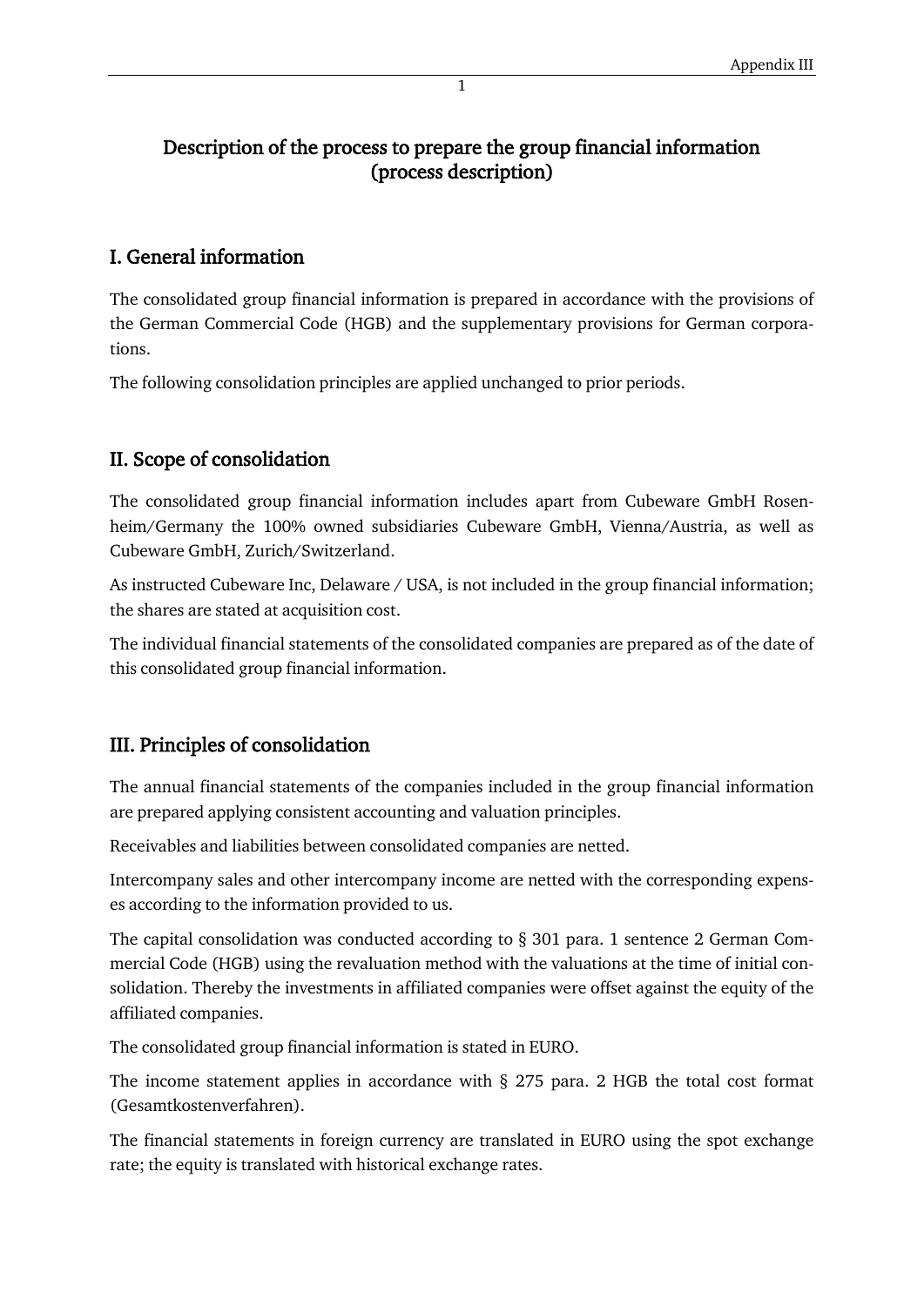# Description of the process to prepare the group financial information (process description)

## I. General information

The consolidated group financial information is prepared in accordance with the provisions of the German Commercial Code (HGB) and the supplementary provisions for German corporations.

The following consolidation principles are applied unchanged to prior periods.

## II. Scope of consolidation

The consolidated group financial information includes apart from Cubeware GmbH Rosenheim/Germany the 100% owned subsidiaries Cubeware GmbH, Vienna/Austria, as well as Cubeware GmbH, Zurich/Switzerland.

As instructed Cubeware Inc, Delaware / USA, is not included in the group financial information; the shares are stated at acquisition cost.

The individual financial statements of the consolidated companies are prepared as of the date of this consolidated group financial information.

## III. Principles of consolidation

The annual financial statements of the companies included in the group financial information are prepared applying consistent accounting and valuation principles.

Receivables and liabilities between consolidated companies are netted.

Intercompany sales and other intercompany income are netted with the corresponding expenses according to the information provided to us.

The capital consolidation was conducted according to § 301 para. 1 sentence 2 German Commercial Code (HGB) using the revaluation method with the valuations at the time of initial consolidation. Thereby the investments in affiliated companies were offset against the equity of the affiliated companies.

The consolidated group financial information is stated in EURO.

The income statement applies in accordance with § 275 para. 2 HGB the total cost format (Gesamtkostenverfahren).

The financial statements in foreign currency are translated in EURO using the spot exchange rate; the equity is translated with historical exchange rates.